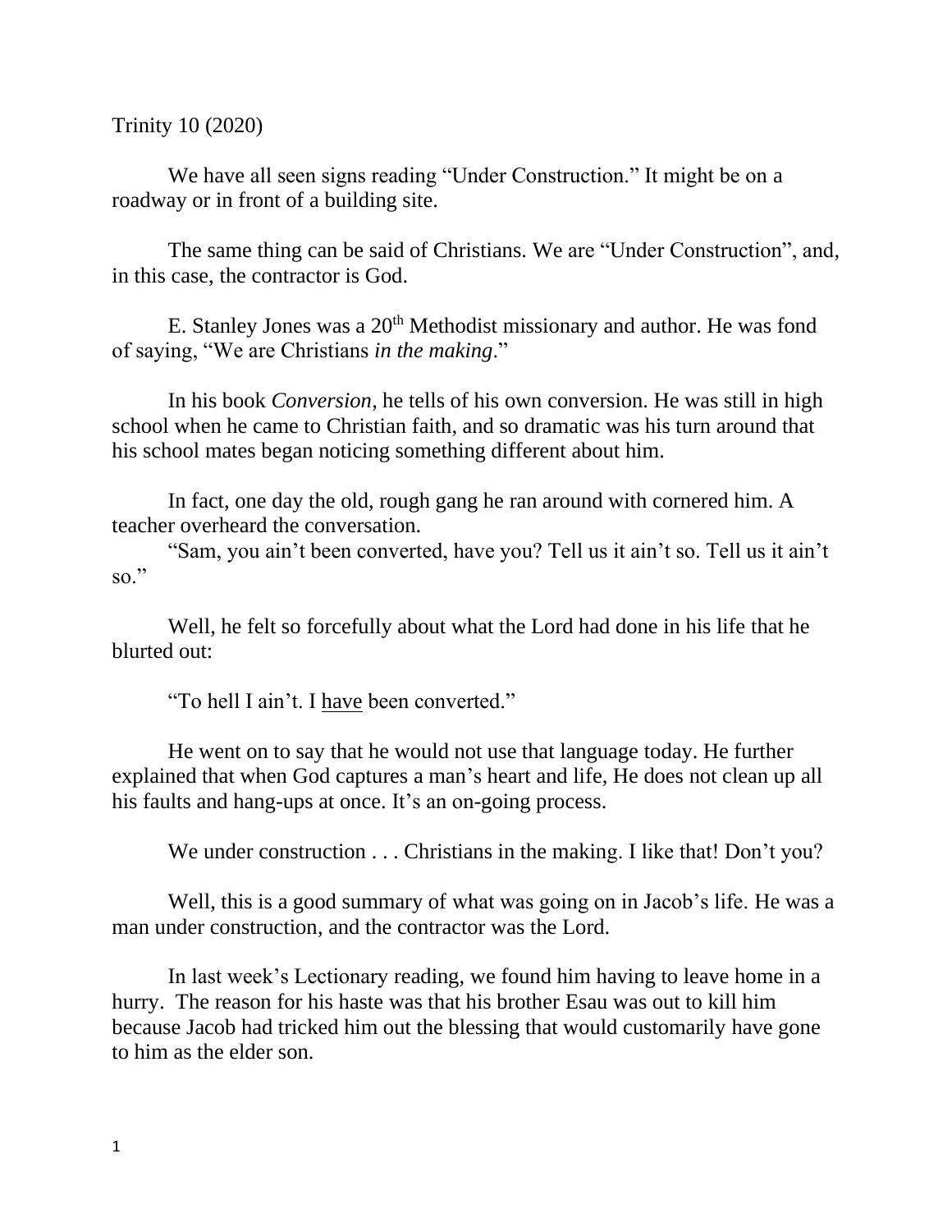Trinity 10 (2020)

We have all seen signs reading "Under Construction." It might be on a roadway or in front of a building site.

The same thing can be said of Christians. We are "Under Construction", and, in this case, the contractor is God.

E. Stanley Jones was a 20th Methodist missionary and author. He was fond of saying, "We are Christians *in the making*."

In his book *Conversion*, he tells of his own conversion. He was still in high school when he came to Christian faith, and so dramatic was his turn around that his school mates began noticing something different about him.

In fact, one day the old, rough gang he ran around with cornered him. A teacher overheard the conversation.

"Sam, you ain't been converted, have you? Tell us it ain't so. Tell us it ain't so."

Well, he felt so forcefully about what the Lord had done in his life that he blurted out:

"To hell I ain't. I <u>have</u> been converted."

He went on to say that he would not use that language today. He further explained that when God captures a man's heart and life, He does not clean up all his faults and hang-ups at once. It's an on-going process.

We under construction . . . Christians in the making. I like that! Don't you?

Well, this is a good summary of what was going on in Jacob's life. He was a man under construction, and the contractor was the Lord.

In last week's Lectionary reading, we found him having to leave home in a hurry. The reason for his haste was that his brother Esau was out to kill him because Jacob had tricked him out the blessing that would customarily have gone to him as the elder son.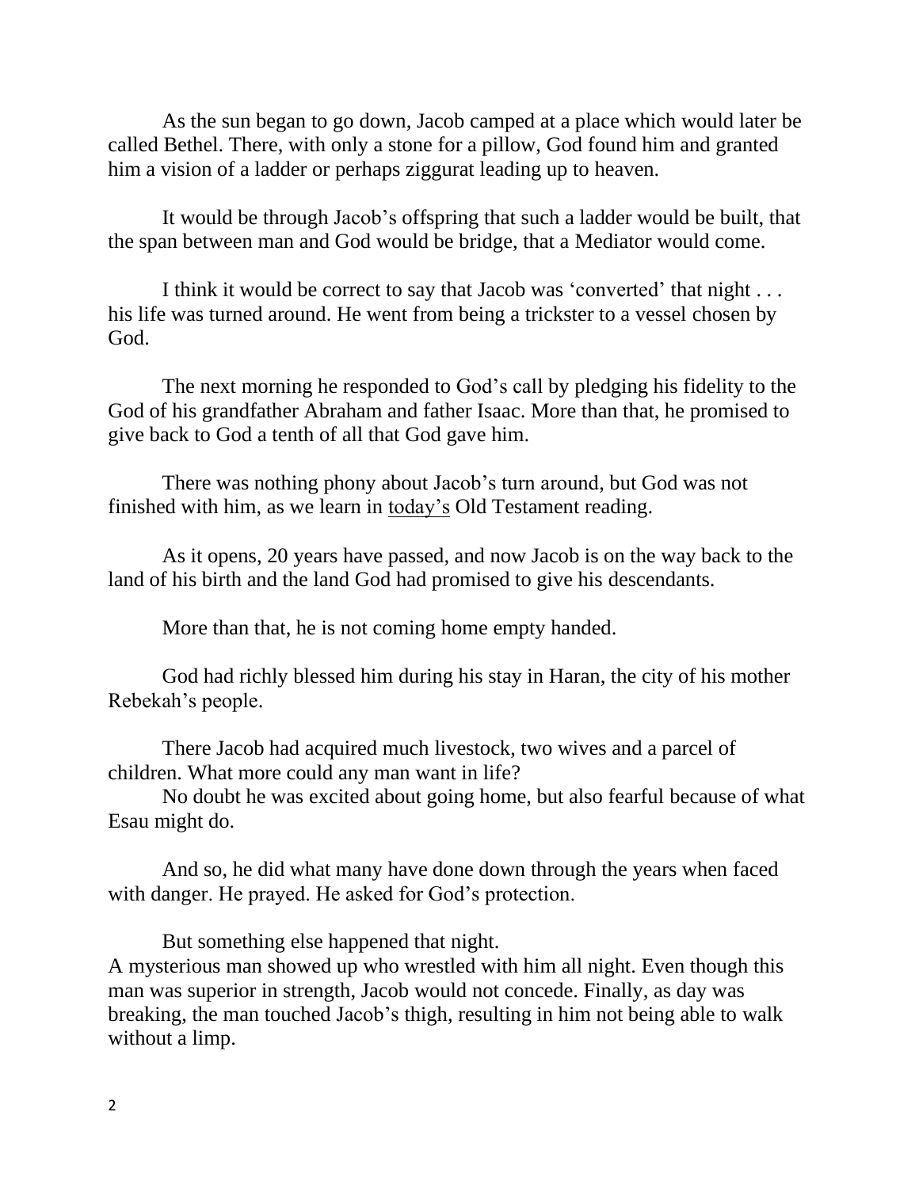As the sun began to go down, Jacob camped at a place which would later be called Bethel. There, with only a stone for a pillow, God found him and granted him a vision of a ladder or perhaps ziggurat leading up to heaven.

It would be through Jacob's offspring that such a ladder would be built, that the span between man and God would be bridge, that a Mediator would come.

I think it would be correct to say that Jacob was 'converted' that night . . . his life was turned around. He went from being a trickster to a vessel chosen by God.

The next morning he responded to God's call by pledging his fidelity to the God of his grandfather Abraham and father Isaac. More than that, he promised to give back to God a tenth of all that God gave him.

There was nothing phony about Jacob's turn around, but God was not finished with him, as we learn in <u>today's</u> Old Testament reading.

As it opens, 20 years have passed, and now Jacob is on the way back to the land of his birth and the land God had promised to give his descendants.

More than that, he is not coming home empty handed.

God had richly blessed him during his stay in Haran, the city of his mother Rebekah's people.

There Jacob had acquired much livestock, two wives and a parcel of children. What more could any man want in life?

No doubt he was excited about going home, but also fearful because of what Esau might do.

And so, he did what many have done down through the years when faced with danger. He prayed. He asked for God's protection.

But something else happened that night.

A mysterious man showed up who wrestled with him all night. Even though this man was superior in strength, Jacob would not concede. Finally, as day was breaking, the man touched Jacob's thigh, resulting in him not being able to walk without a limp.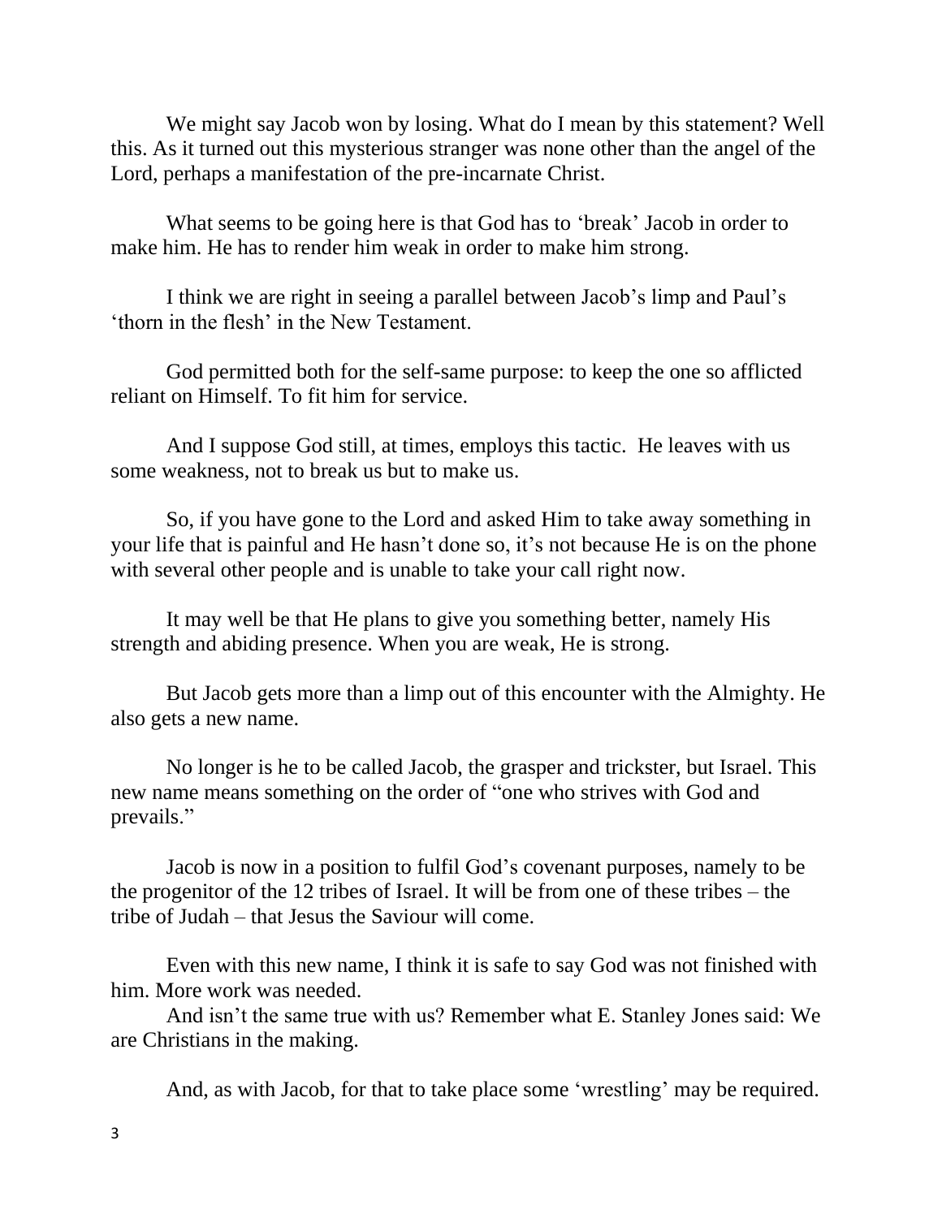We might say Jacob won by losing. What do I mean by this statement? Well this. As it turned out this mysterious stranger was none other than the angel of the Lord, perhaps a manifestation of the pre-incarnate Christ.

What seems to be going here is that God has to 'break' Jacob in order to make him. He has to render him weak in order to make him strong.

I think we are right in seeing a parallel between Jacob's limp and Paul's 'thorn in the flesh' in the New Testament.

God permitted both for the self-same purpose: to keep the one so afflicted reliant on Himself. To fit him for service.

And I suppose God still, at times, employs this tactic. He leaves with us some weakness, not to break us but to make us.

So, if you have gone to the Lord and asked Him to take away something in your life that is painful and He hasn't done so, it's not because He is on the phone with several other people and is unable to take your call right now.

It may well be that He plans to give you something better, namely His strength and abiding presence. When you are weak, He is strong.

But Jacob gets more than a limp out of this encounter with the Almighty. He also gets a new name.

No longer is he to be called Jacob, the grasper and trickster, but Israel. This new name means something on the order of "one who strives with God and prevails."

Jacob is now in a position to fulfil God's covenant purposes, namely to be the progenitor of the 12 tribes of Israel. It will be from one of these tribes – the tribe of Judah – that Jesus the Saviour will come.

Even with this new name, I think it is safe to say God was not finished with him. More work was needed.

And isn't the same true with us? Remember what E. Stanley Jones said: We are Christians in the making.

And, as with Jacob, for that to take place some 'wrestling' may be required.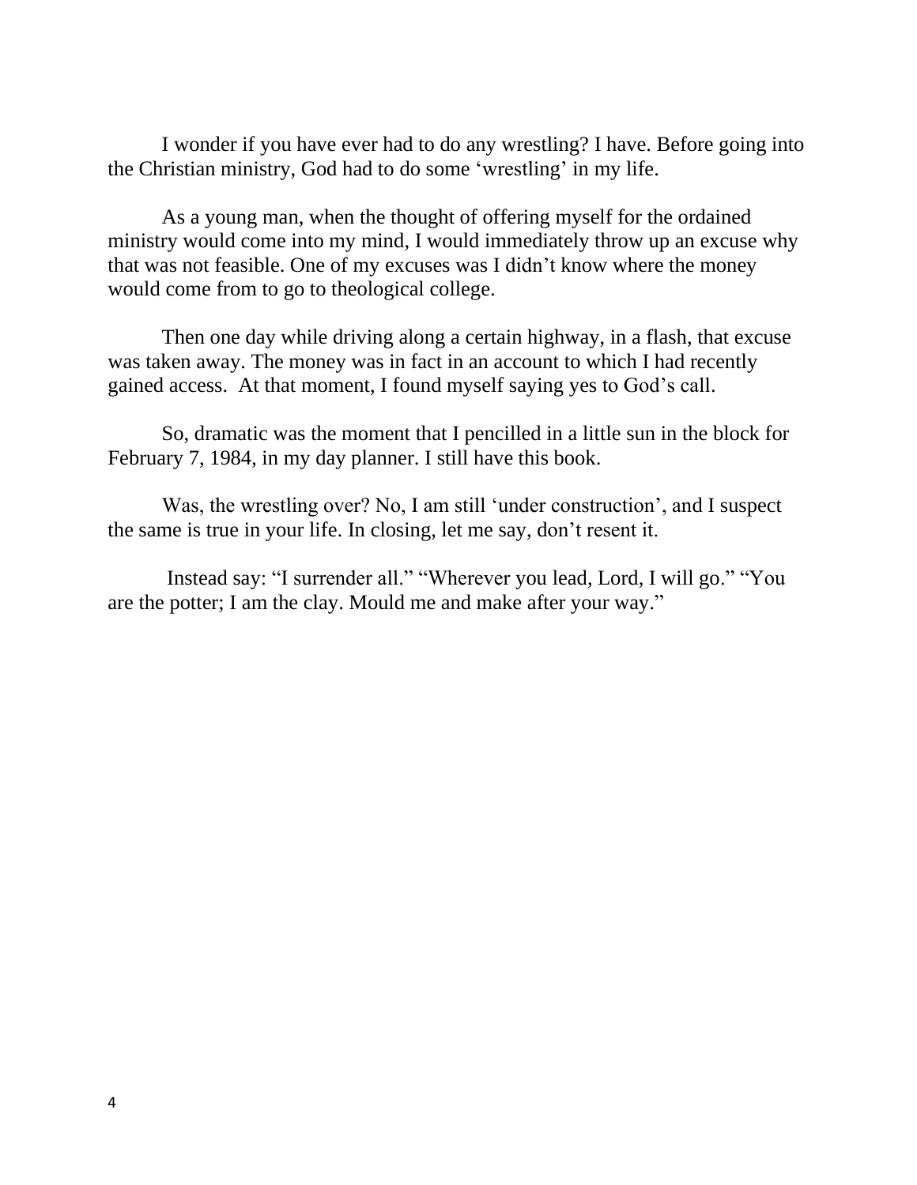I wonder if you have ever had to do any wrestling? I have. Before going into the Christian ministry, God had to do some 'wrestling' in my life.

As a young man, when the thought of offering myself for the ordained ministry would come into my mind, I would immediately throw up an excuse why that was not feasible. One of my excuses was I didn't know where the money would come from to go to theological college.

Then one day while driving along a certain highway, in a flash, that excuse was taken away. The money was in fact in an account to which I had recently gained access. At that moment, I found myself saying yes to God's call.

So, dramatic was the moment that I pencilled in a little sun in the block for February 7, 1984, in my day planner. I still have this book.

Was, the wrestling over? No, I am still 'under construction', and I suspect the same is true in your life. In closing, let me say, don't resent it.

Instead say: "I surrender all." "Wherever you lead, Lord, I will go." "You are the potter; I am the clay. Mould me and make after your way."